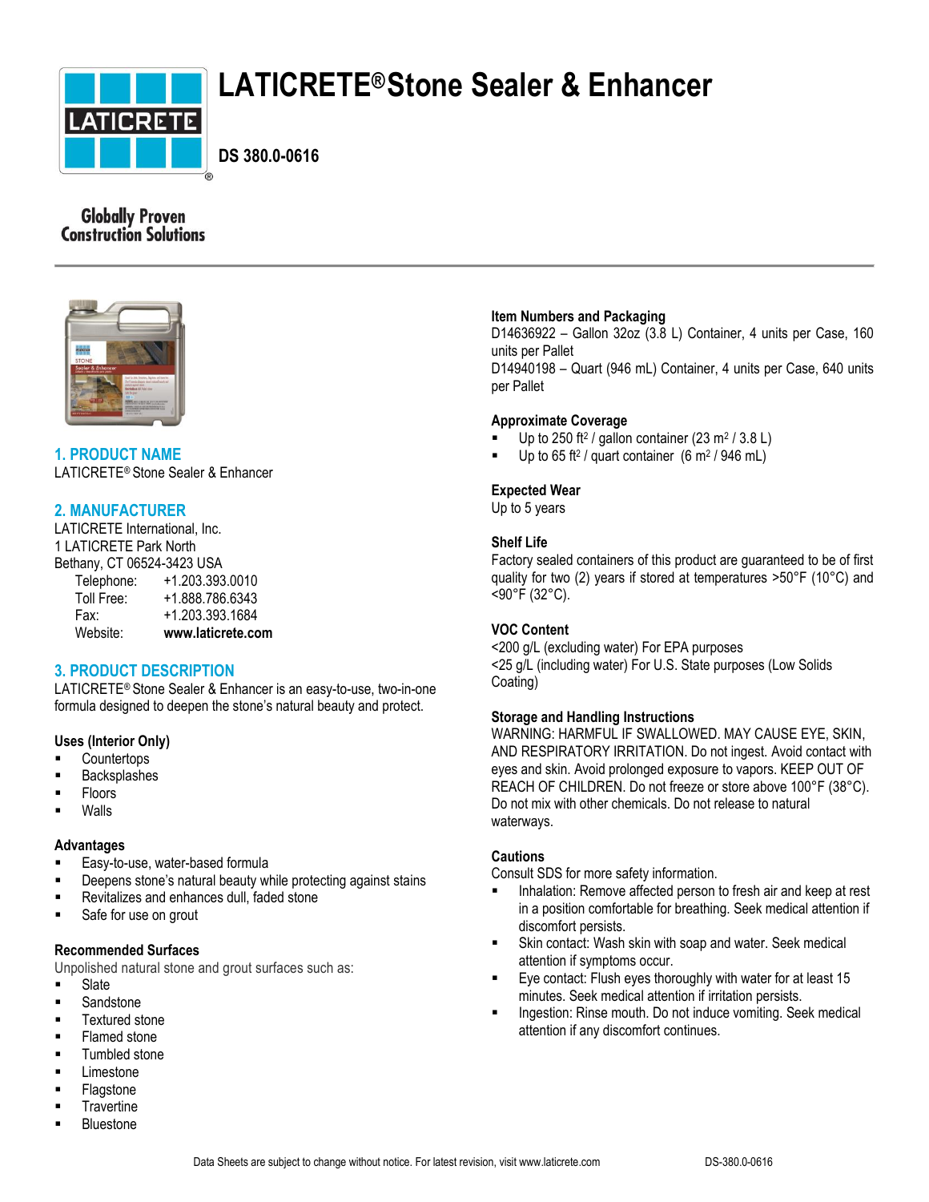# LATICRETE® Stone Sealer & Enhancer

**DS 380.0-0616**

Globally Proven Construction Solutions

## 1. PRODUCT NAME

LATICRETE® Stone Sealer & Enhancer

## 2. MANUFACTURER

LATICRETE International, Inc.
1 LATICRETE Park North
Bethany, CT 06524-3423 USA

Telephone: +1.203.393.0010
Toll Free: +1.888.786.6343
Fax: +1.203.393.1684
Website: **www.laticrete.com**

## 3. PRODUCT DESCRIPTION

LATICRETE® Stone Sealer & Enhancer is an easy-to-use, two-in-one formula designed to deepen the stone's natural beauty and protect.

### Uses (Interior Only)

- Countertops
- Backsplashes
- Floors
- Walls

### Advantages

- Easy-to-use, water-based formula
- Deepens stone's natural beauty while protecting against stains
- Revitalizes and enhances dull, faded stone
- Safe for use on grout

### Recommended Surfaces

Unpolished natural stone and grout surfaces such as:

- Slate
- Sandstone
- Textured stone
- Flamed stone
- Tumbled stone
- Limestone
- Flagstone
- Travertine
- Bluestone

### Item Numbers and Packaging

D14636922 – Gallon 32oz (3.8 L) Container, 4 units per Case, 160 units per Pallet
D14940198 – Quart (946 mL) Container, 4 units per Case, 640 units per Pallet

### Approximate Coverage

- Up to 250 ft$^2$ / gallon container (23 m$^2$ / 3.8 L)
- Up to 65 ft$^2$ / quart container (6 m$^2$ / 946 mL)

### Expected Wear

Up to 5 years

### Shelf Life

Factory sealed containers of this product are guaranteed to be of first quality for two (2) years if stored at temperatures >50°F (10°C) and <90°F (32°C).

### VOC Content

<200 g/L (excluding water) For EPA purposes
<25 g/L (including water) For U.S. State purposes (Low Solids Coating)

### Storage and Handling Instructions

WARNING: HARMFUL IF SWALLOWED. MAY CAUSE EYE, SKIN, AND RESPIRATORY IRRITATION. Do not ingest. Avoid contact with eyes and skin. Avoid prolonged exposure to vapors. KEEP OUT OF REACH OF CHILDREN. Do not freeze or store above 100°F (38°C). Do not mix with other chemicals. Do not release to natural waterways.

### Cautions

Consult SDS for more safety information.

- Inhalation: Remove affected person to fresh air and keep at rest in a position comfortable for breathing. Seek medical attention if discomfort persists.
- Skin contact: Wash skin with soap and water. Seek medical attention if symptoms occur.
- Eye contact: Flush eyes thoroughly with water for at least 15 minutes. Seek medical attention if irritation persists.
- Ingestion: Rinse mouth. Do not induce vomiting. Seek medical attention if any discomfort continues.

Data Sheets are subject to change without notice. For latest revision, visit www.laticrete.com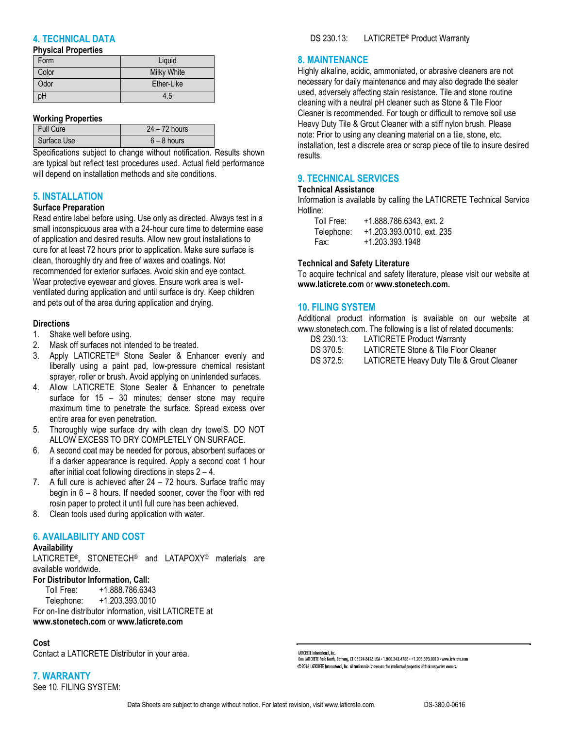## 4. TECHNICAL DATA

**Physical Properties**

| | |
|---|---|
| Form | Liquid |
| Color | Milky White |
| Odor | Ether-Like |
| pH | 4.5 |

**Working Properties**

| | |
|---|---|
| Full Cure | 24 – 72 hours |
| Surface Use | 6 – 8 hours |

Specifications subject to change without notification. Results shown are typical but reflect test procedures used. Actual field performance will depend on installation methods and site conditions.

## 5. INSTALLATION

**Surface Preparation**

Read entire label before using. Use only as directed. Always test in a small inconspicuous area with a 24-hour cure time to determine ease of application and desired results. Allow new grout installations to cure for at least 72 hours prior to application. Make sure surface is clean, thoroughly dry and free of waxes and coatings. Not recommended for exterior surfaces. Avoid skin and eye contact. Wear protective eyewear and gloves. Ensure work area is well-ventilated during application and until surface is dry. Keep children and pets out of the area during application and drying.

**Directions**

1. Shake well before using.
2. Mask off surfaces not intended to be treated.
3. Apply LATICRETE® Stone Sealer & Enhancer evenly and liberally using a paint pad, low-pressure chemical resistant sprayer, roller or brush. Avoid applying on unintended surfaces.
4. Allow LATICRETE Stone Sealer & Enhancer to penetrate surface for 15 – 30 minutes; denser stone may require maximum time to penetrate the surface. Spread excess over entire area for even penetration.
5. Thoroughly wipe surface dry with clean dry towelS. DO NOT ALLOW EXCESS TO DRY COMPLETELY ON SURFACE.
6. A second coat may be needed for porous, absorbent surfaces or if a darker appearance is required. Apply a second coat 1 hour after initial coat following directions in steps 2 – 4.
7. A full cure is achieved after 24 – 72 hours. Surface traffic may begin in 6 – 8 hours. If needed sooner, cover the floor with red rosin paper to protect it until full cure has been achieved.
8. Clean tools used during application with water.

## 6. AVAILABILITY AND COST

**Availability**

LATICRETE®, STONETECH® and LATAPOXY® materials are available worldwide.

**For Distributor Information, Call:**

Toll Free: +1.888.786.6343
Telephone: +1.203.393.0010

For on-line distributor information, visit LATICRETE at **www.stonetech.com** or **www.laticrete.com**

**Cost**

Contact a LATICRETE Distributor in your area.

## 7. WARRANTY

See 10. FILING SYSTEM:

DS 230.13: LATICRETE® Product Warranty

## 8. MAINTENANCE

Highly alkaline, acidic, ammoniated, or abrasive cleaners are not necessary for daily maintenance and may also degrade the sealer used, adversely affecting stain resistance. Tile and stone routine cleaning with a neutral pH cleaner such as Stone & Tile Floor Cleaner is recommended. For tough or difficult to remove soil use Heavy Duty Tile & Grout Cleaner with a stiff nylon brush. Please note: Prior to using any cleaning material on a tile, stone, etc. installation, test a discrete area or scrap piece of tile to insure desired results.

## 9. TECHNICAL SERVICES

**Technical Assistance**

Information is available by calling the LATICRETE Technical Service Hotline:

Toll Free: +1.888.786.6343, ext. 2
Telephone: +1.203.393.0010, ext. 235
Fax: +1.203.393.1948

**Technical and Safety Literature**

To acquire technical and safety literature, please visit our website at **www.laticrete.com** or **www.stonetech.com.**

## 10. FILING SYSTEM

Additional product information is available on our website at www.stonetech.com. The following is a list of related documents:

DS 230.13: LATICRETE Product Warranty
DS 370.5: LATICRETE Stone & Tile Floor Cleaner
DS 372.5: LATICRETE Heavy Duty Tile & Grout Cleaner

LATICRETE International, Inc.
One LATICRETE Park North, Bethany, CT 06524-3423 USA • 1.800.243.4788 • +1.203.393.0010 • www.laticrete.com
©2016 LATICRETE International, Inc. All trademarks shown are the intellectual properties of their respective owners.

Data Sheets are subject to change without notice. For latest revision, visit www.laticrete.com. DS-380.0-0616